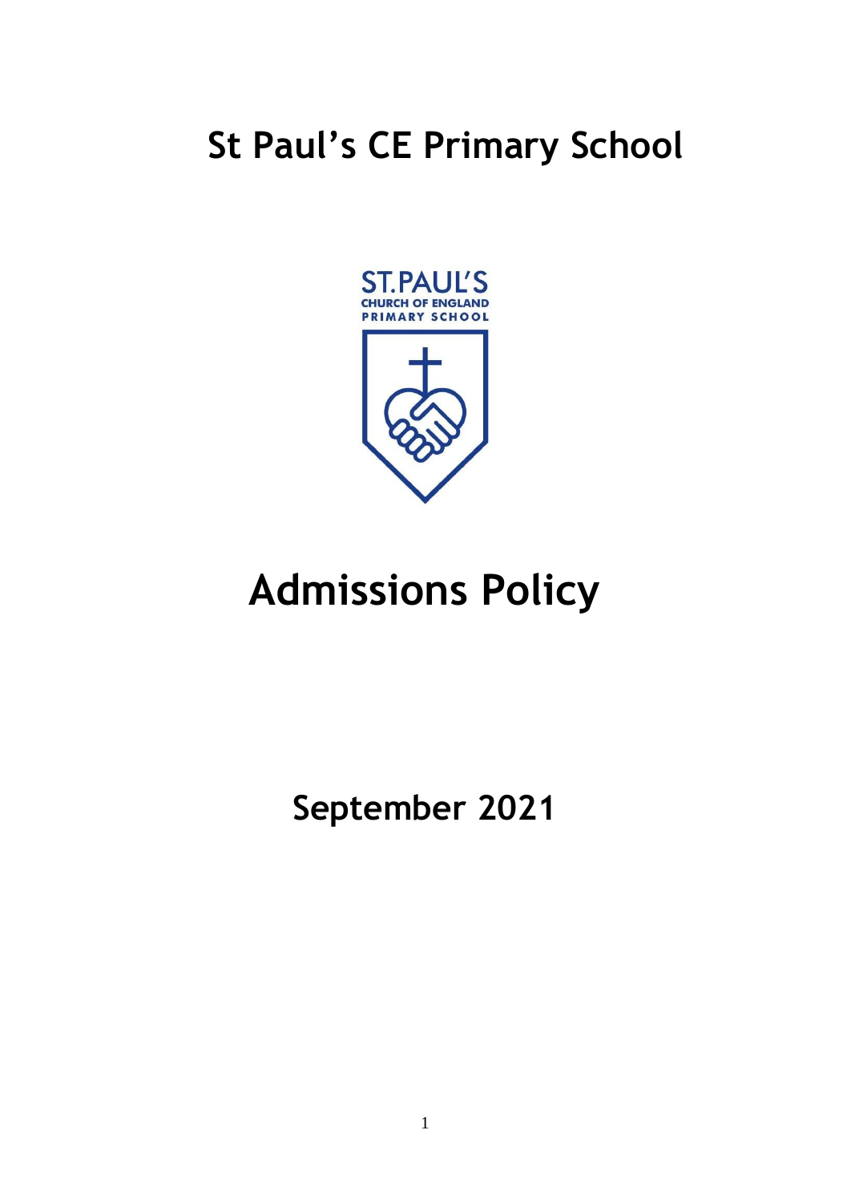# St Paul's CE Primary School

# Admissions Policy

## September 2021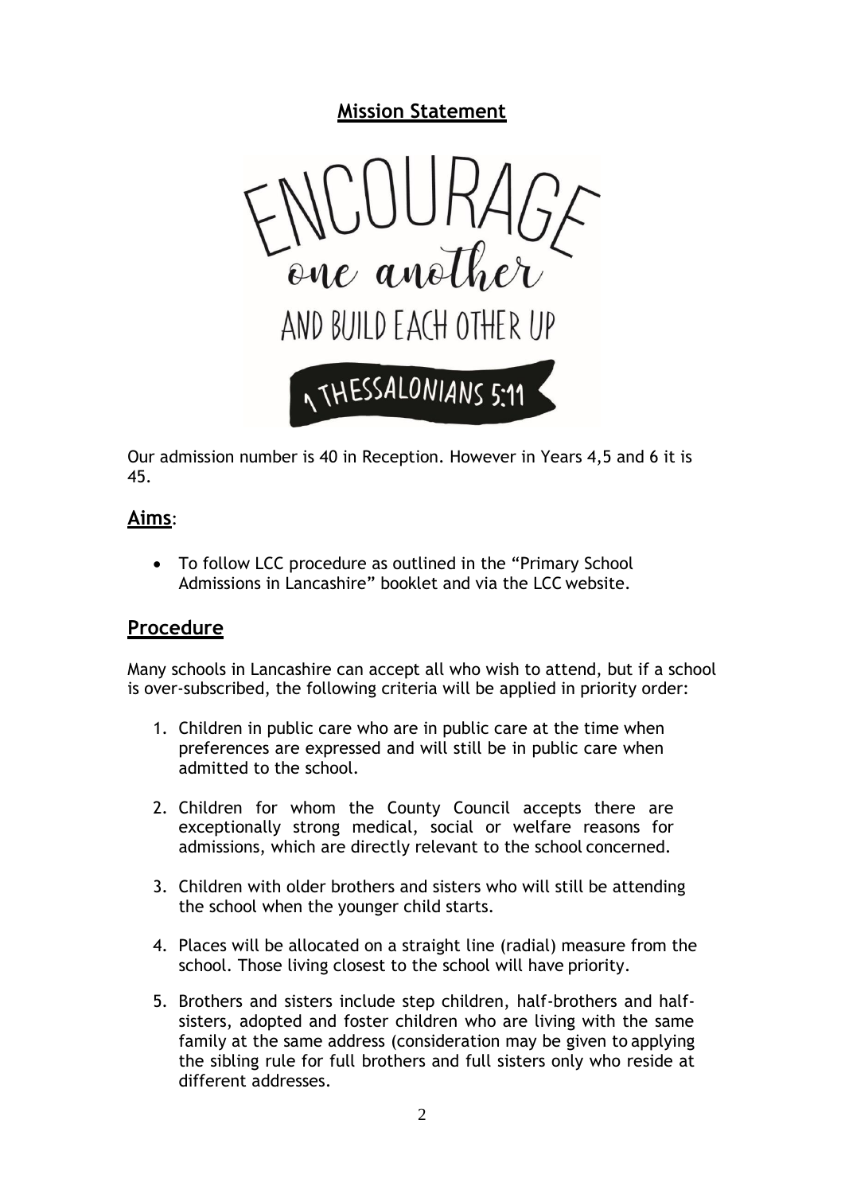## Mission Statement

ENCOURAGE one another AND BUILD EACH OTHER UP

1 THESSALONIANS 5:11

Our admission number is 40 in Reception. However in Years 4,5 and 6 it is 45.

## Aims:

- To follow LCC procedure as outlined in the "Primary School Admissions in Lancashire" booklet and via the LCC website.

## Procedure

Many schools in Lancashire can accept all who wish to attend, but if a school is over-subscribed, the following criteria will be applied in priority order:

1. Children in public care who are in public care at the time when preferences are expressed and will still be in public care when admitted to the school.
2. Children for whom the County Council accepts there are exceptionally strong medical, social or welfare reasons for admissions, which are directly relevant to the school concerned.
3. Children with older brothers and sisters who will still be attending the school when the younger child starts.
4. Places will be allocated on a straight line (radial) measure from the school. Those living closest to the school will have priority.
5. Brothers and sisters include step children, half-brothers and half-sisters, adopted and foster children who are living with the same family at the same address (consideration may be given to applying the sibling rule for full brothers and full sisters only who reside at different addresses.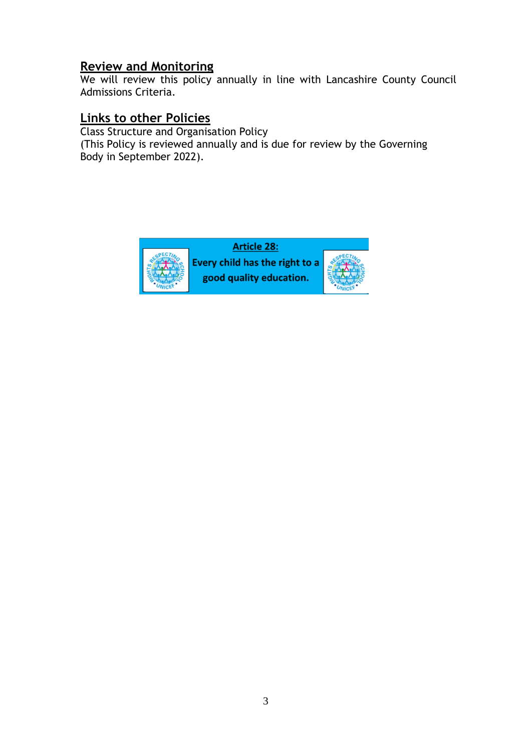## Review and Monitoring

We will review this policy annually in line with Lancashire County Council Admissions Criteria.

## Links to other Policies

Class Structure and Organisation Policy
(This Policy is reviewed annually and is due for review by the Governing Body in September 2022).

**Article 28:**

**Every child has the right to a good quality education.**